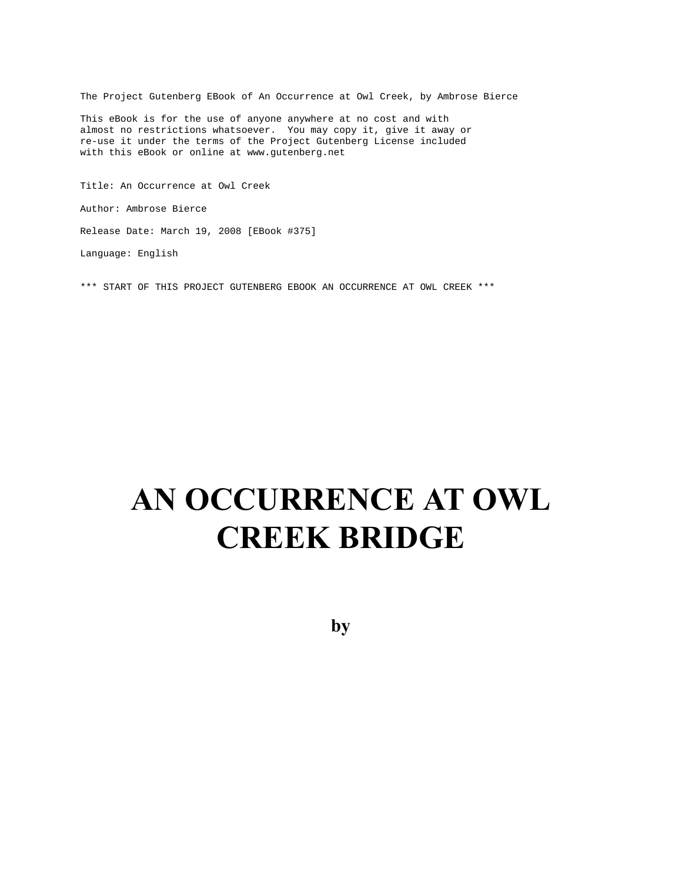The Project Gutenberg EBook of An Occurrence at Owl Creek, by Ambrose Bierce

This eBook is for the use of anyone anywhere at no cost and with almost no restrictions whatsoever. You may copy it, give it away or re-use it under the terms of the Project Gutenberg License included with this eBook or online at www.gutenberg.net

Title: An Occurrence at Owl Creek

Author: Ambrose Bierce

Release Date: March 19, 2008 [EBook #375]

Language: English

*** START OF THIS PROJECT GUTENBERG EBOOK AN OCCURRENCE AT OWL CREEK ***

# AN OCCURRENCE AT OWL CREEK BRIDGE

## by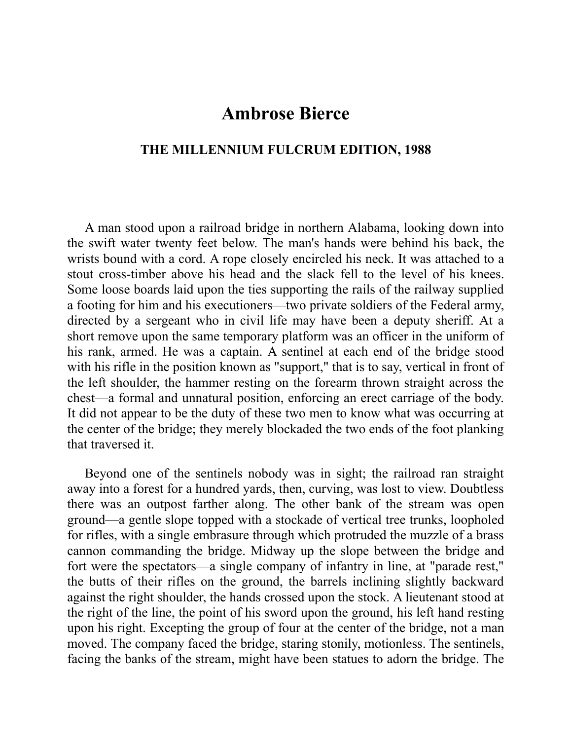# Ambrose Bierce

### THE MILLENNIUM FULCRUM EDITION, 1988

A man stood upon a railroad bridge in northern Alabama, looking down into the swift water twenty feet below. The man's hands were behind his back, the wrists bound with a cord. A rope closely encircled his neck. It was attached to a stout cross-timber above his head and the slack fell to the level of his knees. Some loose boards laid upon the ties supporting the rails of the railway supplied a footing for him and his executioners—two private soldiers of the Federal army, directed by a sergeant who in civil life may have been a deputy sheriff. At a short remove upon the same temporary platform was an officer in the uniform of his rank, armed. He was a captain. A sentinel at each end of the bridge stood with his rifle in the position known as "support," that is to say, vertical in front of the left shoulder, the hammer resting on the forearm thrown straight across the chest—a formal and unnatural position, enforcing an erect carriage of the body. It did not appear to be the duty of these two men to know what was occurring at the center of the bridge; they merely blockaded the two ends of the foot planking that traversed it.

Beyond one of the sentinels nobody was in sight; the railroad ran straight away into a forest for a hundred yards, then, curving, was lost to view. Doubtless there was an outpost farther along. The other bank of the stream was open ground—a gentle slope topped with a stockade of vertical tree trunks, loopholed for rifles, with a single embrasure through which protruded the muzzle of a brass cannon commanding the bridge. Midway up the slope between the bridge and fort were the spectators—a single company of infantry in line, at "parade rest," the butts of their rifles on the ground, the barrels inclining slightly backward against the right shoulder, the hands crossed upon the stock. A lieutenant stood at the right of the line, the point of his sword upon the ground, his left hand resting upon his right. Excepting the group of four at the center of the bridge, not a man moved. The company faced the bridge, staring stonily, motionless. The sentinels, facing the banks of the stream, might have been statues to adorn the bridge. The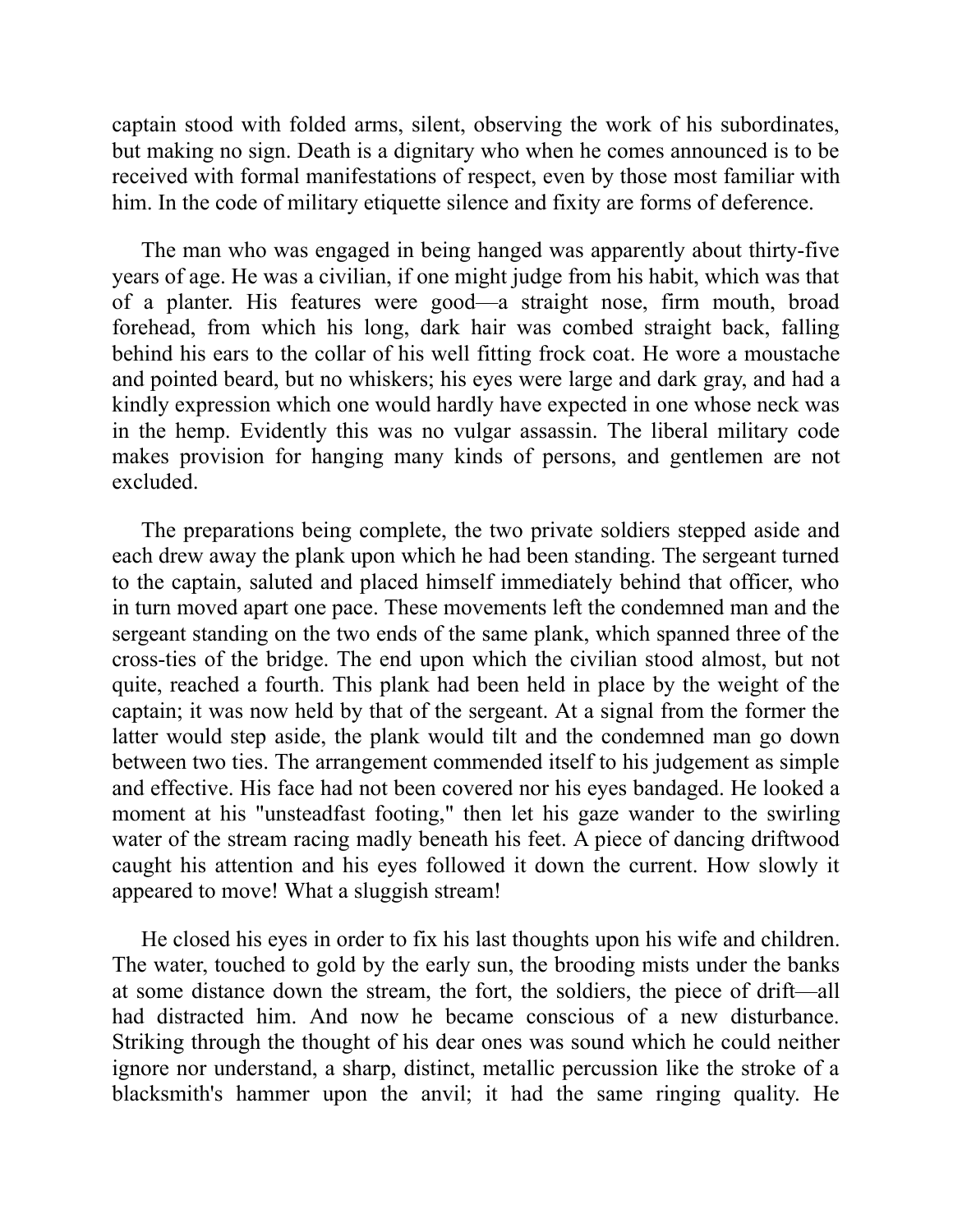captain stood with folded arms, silent, observing the work of his subordinates, but making no sign. Death is a dignitary who when he comes announced is to be received with formal manifestations of respect, even by those most familiar with him. In the code of military etiquette silence and fixity are forms of deference.

The man who was engaged in being hanged was apparently about thirty-five years of age. He was a civilian, if one might judge from his habit, which was that of a planter. His features were good—a straight nose, firm mouth, broad forehead, from which his long, dark hair was combed straight back, falling behind his ears to the collar of his well fitting frock coat. He wore a moustache and pointed beard, but no whiskers; his eyes were large and dark gray, and had a kindly expression which one would hardly have expected in one whose neck was in the hemp. Evidently this was no vulgar assassin. The liberal military code makes provision for hanging many kinds of persons, and gentlemen are not excluded.

The preparations being complete, the two private soldiers stepped aside and each drew away the plank upon which he had been standing. The sergeant turned to the captain, saluted and placed himself immediately behind that officer, who in turn moved apart one pace. These movements left the condemned man and the sergeant standing on the two ends of the same plank, which spanned three of the cross-ties of the bridge. The end upon which the civilian stood almost, but not quite, reached a fourth. This plank had been held in place by the weight of the captain; it was now held by that of the sergeant. At a signal from the former the latter would step aside, the plank would tilt and the condemned man go down between two ties. The arrangement commended itself to his judgement as simple and effective. His face had not been covered nor his eyes bandaged. He looked a moment at his "unsteadfast footing," then let his gaze wander to the swirling water of the stream racing madly beneath his feet. A piece of dancing driftwood caught his attention and his eyes followed it down the current. How slowly it appeared to move! What a sluggish stream!

He closed his eyes in order to fix his last thoughts upon his wife and children. The water, touched to gold by the early sun, the brooding mists under the banks at some distance down the stream, the fort, the soldiers, the piece of drift—all had distracted him. And now he became conscious of a new disturbance. Striking through the thought of his dear ones was sound which he could neither ignore nor understand, a sharp, distinct, metallic percussion like the stroke of a blacksmith's hammer upon the anvil; it had the same ringing quality. He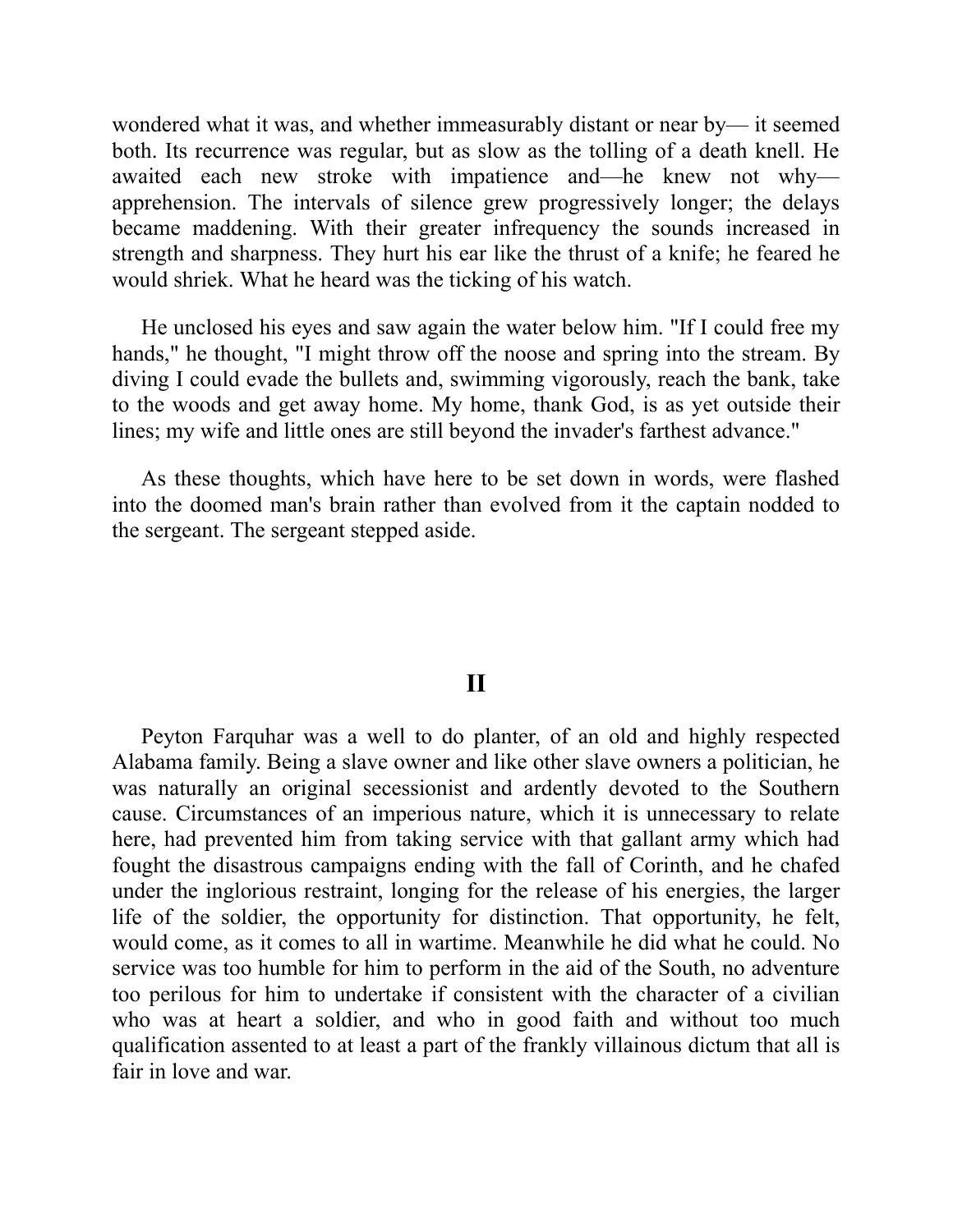wondered what it was, and whether immeasurably distant or near by— it seemed both. Its recurrence was regular, but as slow as the tolling of a death knell. He awaited each new stroke with impatience and—he knew not why—apprehension. The intervals of silence grew progressively longer; the delays became maddening. With their greater infrequency the sounds increased in strength and sharpness. They hurt his ear like the thrust of a knife; he feared he would shriek. What he heard was the ticking of his watch.

He unclosed his eyes and saw again the water below him. "If I could free my hands," he thought, "I might throw off the noose and spring into the stream. By diving I could evade the bullets and, swimming vigorously, reach the bank, take to the woods and get away home. My home, thank God, is as yet outside their lines; my wife and little ones are still beyond the invader's farthest advance."

As these thoughts, which have here to be set down in words, were flashed into the doomed man's brain rather than evolved from it the captain nodded to the sergeant. The sergeant stepped aside.

## II

Peyton Farquhar was a well to do planter, of an old and highly respected Alabama family. Being a slave owner and like other slave owners a politician, he was naturally an original secessionist and ardently devoted to the Southern cause. Circumstances of an imperious nature, which it is unnecessary to relate here, had prevented him from taking service with that gallant army which had fought the disastrous campaigns ending with the fall of Corinth, and he chafed under the inglorious restraint, longing for the release of his energies, the larger life of the soldier, the opportunity for distinction. That opportunity, he felt, would come, as it comes to all in wartime. Meanwhile he did what he could. No service was too humble for him to perform in the aid of the South, no adventure too perilous for him to undertake if consistent with the character of a civilian who was at heart a soldier, and who in good faith and without too much qualification assented to at least a part of the frankly villainous dictum that all is fair in love and war.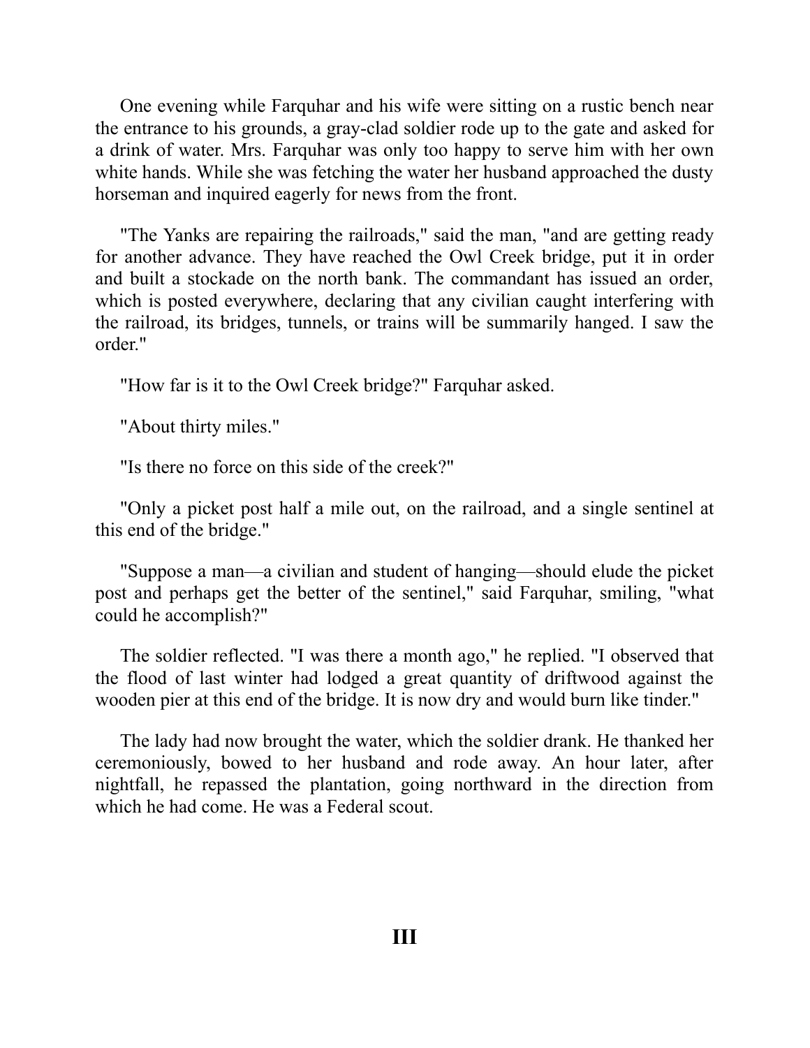One evening while Farquhar and his wife were sitting on a rustic bench near the entrance to his grounds, a gray-clad soldier rode up to the gate and asked for a drink of water. Mrs. Farquhar was only too happy to serve him with her own white hands. While she was fetching the water her husband approached the dusty horseman and inquired eagerly for news from the front.

"The Yanks are repairing the railroads," said the man, "and are getting ready for another advance. They have reached the Owl Creek bridge, put it in order and built a stockade on the north bank. The commandant has issued an order, which is posted everywhere, declaring that any civilian caught interfering with the railroad, its bridges, tunnels, or trains will be summarily hanged. I saw the order."

"How far is it to the Owl Creek bridge?" Farquhar asked.

"About thirty miles."

"Is there no force on this side of the creek?"

"Only a picket post half a mile out, on the railroad, and a single sentinel at this end of the bridge."

"Suppose a man—a civilian and student of hanging—should elude the picket post and perhaps get the better of the sentinel," said Farquhar, smiling, "what could he accomplish?"

The soldier reflected. "I was there a month ago," he replied. "I observed that the flood of last winter had lodged a great quantity of driftwood against the wooden pier at this end of the bridge. It is now dry and would burn like tinder."

The lady had now brought the water, which the soldier drank. He thanked her ceremoniously, bowed to her husband and rode away. An hour later, after nightfall, he repassed the plantation, going northward in the direction from which he had come. He was a Federal scout.

## III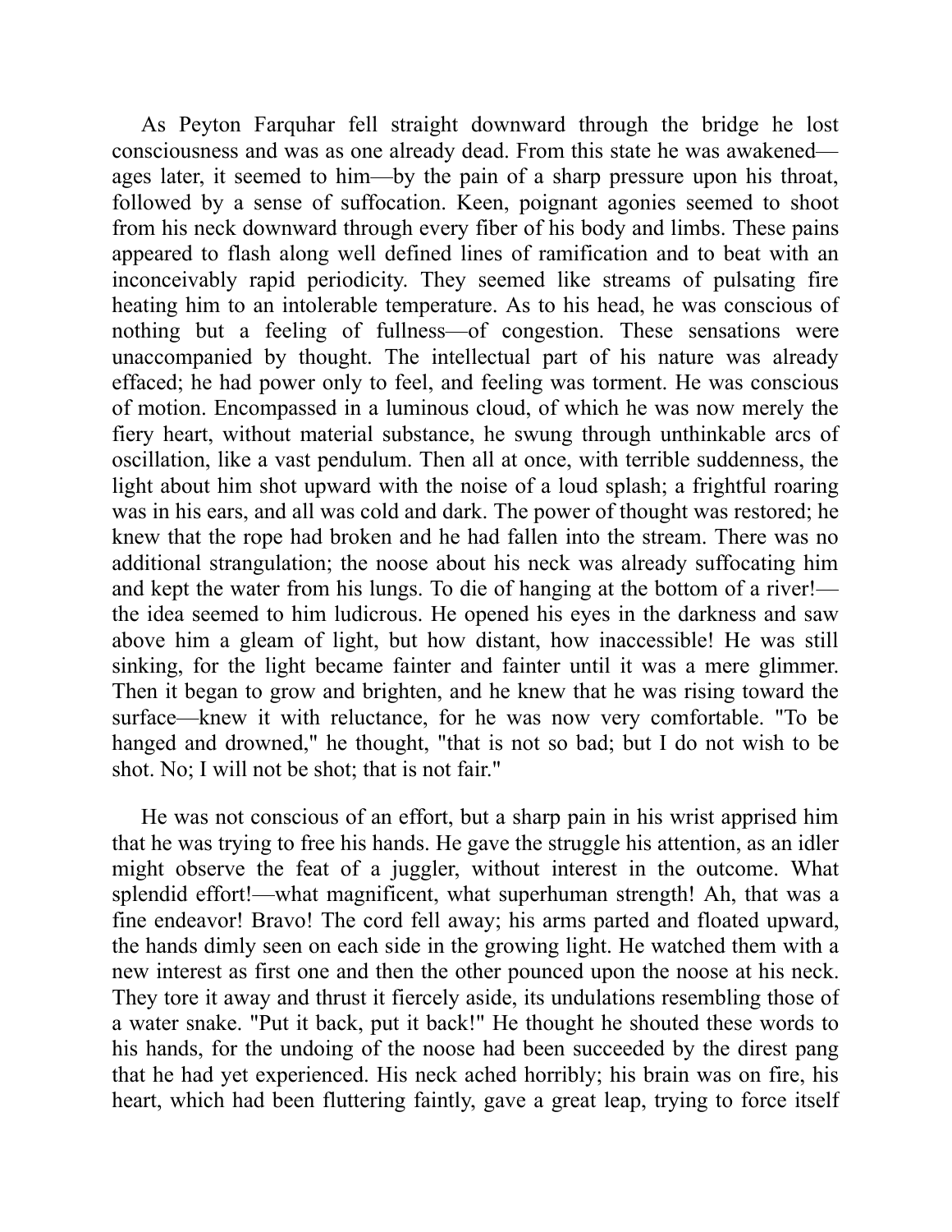As Peyton Farquhar fell straight downward through the bridge he lost consciousness and was as one already dead. From this state he was awakened—ages later, it seemed to him—by the pain of a sharp pressure upon his throat, followed by a sense of suffocation. Keen, poignant agonies seemed to shoot from his neck downward through every fiber of his body and limbs. These pains appeared to flash along well defined lines of ramification and to beat with an inconceivably rapid periodicity. They seemed like streams of pulsating fire heating him to an intolerable temperature. As to his head, he was conscious of nothing but a feeling of fullness—of congestion. These sensations were unaccompanied by thought. The intellectual part of his nature was already effaced; he had power only to feel, and feeling was torment. He was conscious of motion. Encompassed in a luminous cloud, of which he was now merely the fiery heart, without material substance, he swung through unthinkable arcs of oscillation, like a vast pendulum. Then all at once, with terrible suddenness, the light about him shot upward with the noise of a loud splash; a frightful roaring was in his ears, and all was cold and dark. The power of thought was restored; he knew that the rope had broken and he had fallen into the stream. There was no additional strangulation; the noose about his neck was already suffocating him and kept the water from his lungs. To die of hanging at the bottom of a river!—the idea seemed to him ludicrous. He opened his eyes in the darkness and saw above him a gleam of light, but how distant, how inaccessible! He was still sinking, for the light became fainter and fainter until it was a mere glimmer. Then it began to grow and brighten, and he knew that he was rising toward the surface—knew it with reluctance, for he was now very comfortable. "To be hanged and drowned," he thought, "that is not so bad; but I do not wish to be shot. No; I will not be shot; that is not fair."

He was not conscious of an effort, but a sharp pain in his wrist apprised him that he was trying to free his hands. He gave the struggle his attention, as an idler might observe the feat of a juggler, without interest in the outcome. What splendid effort!—what magnificent, what superhuman strength! Ah, that was a fine endeavor! Bravo! The cord fell away; his arms parted and floated upward, the hands dimly seen on each side in the growing light. He watched them with a new interest as first one and then the other pounced upon the noose at his neck. They tore it away and thrust it fiercely aside, its undulations resembling those of a water snake. "Put it back, put it back!" He thought he shouted these words to his hands, for the undoing of the noose had been succeeded by the direst pang that he had yet experienced. His neck ached horribly; his brain was on fire, his heart, which had been fluttering faintly, gave a great leap, trying to force itself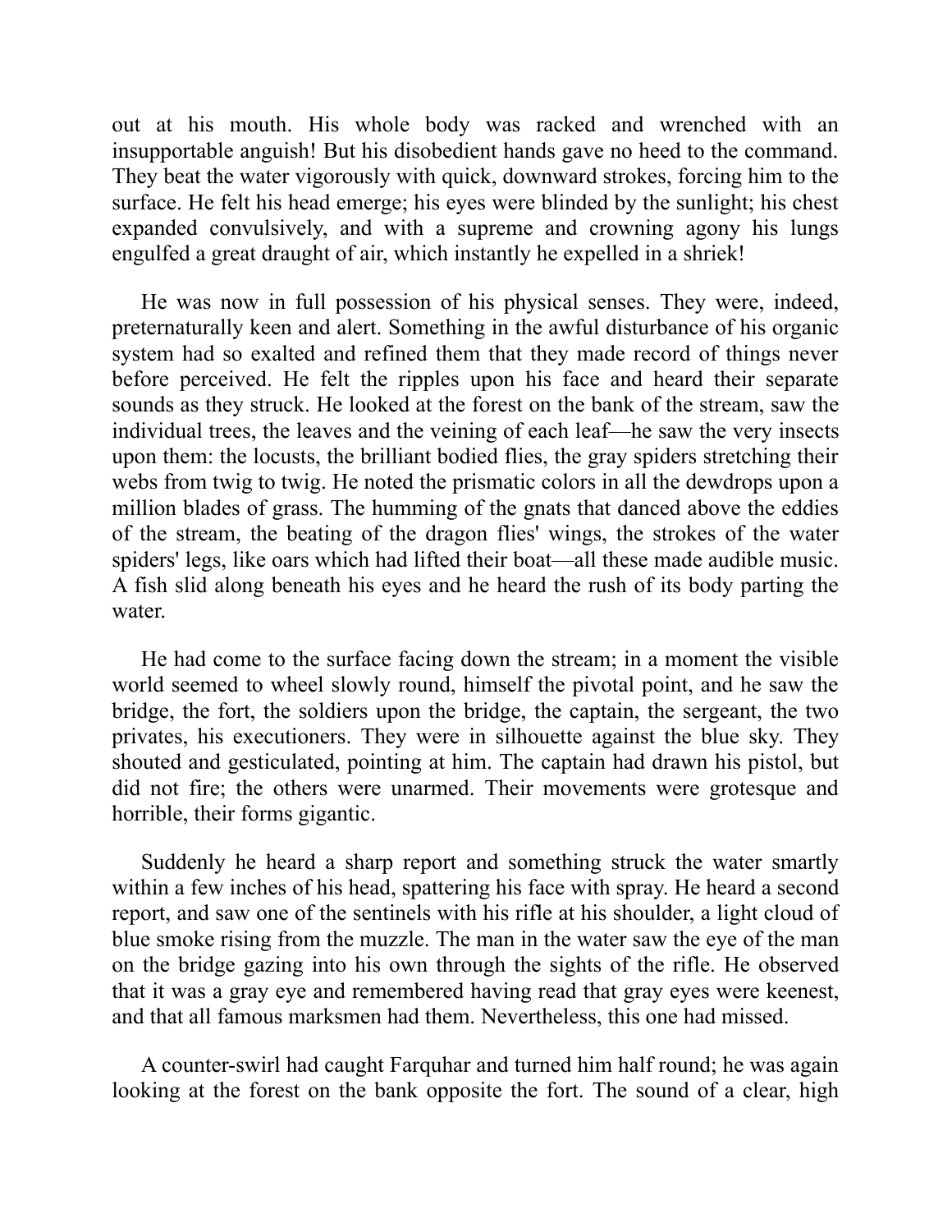out at his mouth. His whole body was racked and wrenched with an insupportable anguish! But his disobedient hands gave no heed to the command. They beat the water vigorously with quick, downward strokes, forcing him to the surface. He felt his head emerge; his eyes were blinded by the sunlight; his chest expanded convulsively, and with a supreme and crowning agony his lungs engulfed a great draught of air, which instantly he expelled in a shriek!

He was now in full possession of his physical senses. They were, indeed, preternaturally keen and alert. Something in the awful disturbance of his organic system had so exalted and refined them that they made record of things never before perceived. He felt the ripples upon his face and heard their separate sounds as they struck. He looked at the forest on the bank of the stream, saw the individual trees, the leaves and the veining of each leaf—he saw the very insects upon them: the locusts, the brilliant bodied flies, the gray spiders stretching their webs from twig to twig. He noted the prismatic colors in all the dewdrops upon a million blades of grass. The humming of the gnats that danced above the eddies of the stream, the beating of the dragon flies' wings, the strokes of the water spiders' legs, like oars which had lifted their boat—all these made audible music. A fish slid along beneath his eyes and he heard the rush of its body parting the water.

He had come to the surface facing down the stream; in a moment the visible world seemed to wheel slowly round, himself the pivotal point, and he saw the bridge, the fort, the soldiers upon the bridge, the captain, the sergeant, the two privates, his executioners. They were in silhouette against the blue sky. They shouted and gesticulated, pointing at him. The captain had drawn his pistol, but did not fire; the others were unarmed. Their movements were grotesque and horrible, their forms gigantic.

Suddenly he heard a sharp report and something struck the water smartly within a few inches of his head, spattering his face with spray. He heard a second report, and saw one of the sentinels with his rifle at his shoulder, a light cloud of blue smoke rising from the muzzle. The man in the water saw the eye of the man on the bridge gazing into his own through the sights of the rifle. He observed that it was a gray eye and remembered having read that gray eyes were keenest, and that all famous marksmen had them. Nevertheless, this one had missed.

A counter-swirl had caught Farquhar and turned him half round; he was again looking at the forest on the bank opposite the fort. The sound of a clear, high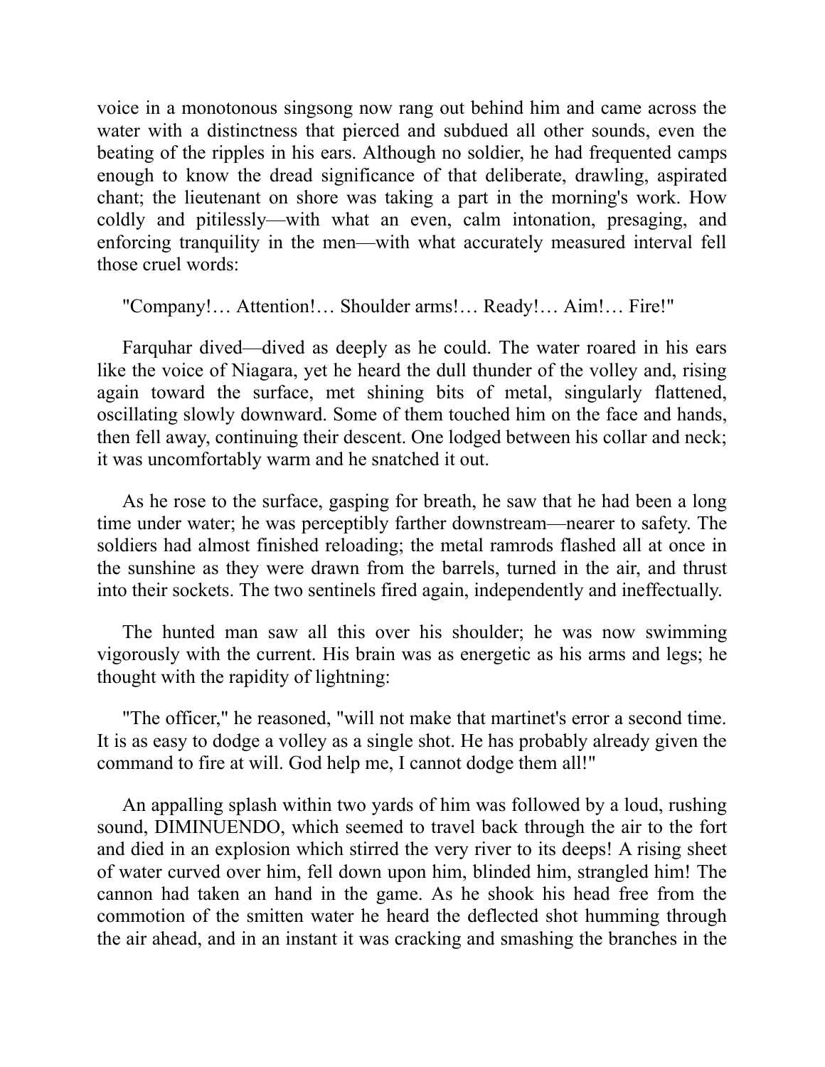voice in a monotonous singsong now rang out behind him and came across the water with a distinctness that pierced and subdued all other sounds, even the beating of the ripples in his ears. Although no soldier, he had frequented camps enough to know the dread significance of that deliberate, drawling, aspirated chant; the lieutenant on shore was taking a part in the morning's work. How coldly and pitilessly—with what an even, calm intonation, presaging, and enforcing tranquility in the men—with what accurately measured interval fell those cruel words:

"Company!… Attention!… Shoulder arms!… Ready!… Aim!… Fire!"

Farquhar dived—dived as deeply as he could. The water roared in his ears like the voice of Niagara, yet he heard the dull thunder of the volley and, rising again toward the surface, met shining bits of metal, singularly flattened, oscillating slowly downward. Some of them touched him on the face and hands, then fell away, continuing their descent. One lodged between his collar and neck; it was uncomfortably warm and he snatched it out.

As he rose to the surface, gasping for breath, he saw that he had been a long time under water; he was perceptibly farther downstream—nearer to safety. The soldiers had almost finished reloading; the metal ramrods flashed all at once in the sunshine as they were drawn from the barrels, turned in the air, and thrust into their sockets. The two sentinels fired again, independently and ineffectually.

The hunted man saw all this over his shoulder; he was now swimming vigorously with the current. His brain was as energetic as his arms and legs; he thought with the rapidity of lightning:

"The officer," he reasoned, "will not make that martinet's error a second time. It is as easy to dodge a volley as a single shot. He has probably already given the command to fire at will. God help me, I cannot dodge them all!"

An appalling splash within two yards of him was followed by a loud, rushing sound, DIMINUENDO, which seemed to travel back through the air to the fort and died in an explosion which stirred the very river to its deeps! A rising sheet of water curved over him, fell down upon him, blinded him, strangled him! The cannon had taken an hand in the game. As he shook his head free from the commotion of the smitten water he heard the deflected shot humming through the air ahead, and in an instant it was cracking and smashing the branches in the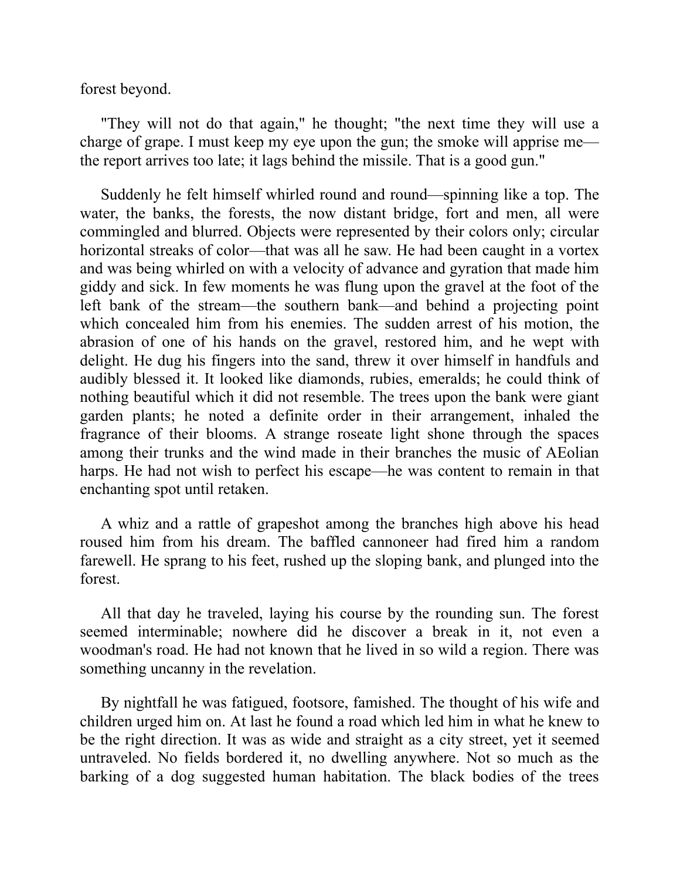forest beyond.

"They will not do that again," he thought; "the next time they will use a charge of grape. I must keep my eye upon the gun; the smoke will apprise me—the report arrives too late; it lags behind the missile. That is a good gun."

Suddenly he felt himself whirled round and round—spinning like a top. The water, the banks, the forests, the now distant bridge, fort and men, all were commingled and blurred. Objects were represented by their colors only; circular horizontal streaks of color—that was all he saw. He had been caught in a vortex and was being whirled on with a velocity of advance and gyration that made him giddy and sick. In few moments he was flung upon the gravel at the foot of the left bank of the stream—the southern bank—and behind a projecting point which concealed him from his enemies. The sudden arrest of his motion, the abrasion of one of his hands on the gravel, restored him, and he wept with delight. He dug his fingers into the sand, threw it over himself in handfuls and audibly blessed it. It looked like diamonds, rubies, emeralds; he could think of nothing beautiful which it did not resemble. The trees upon the bank were giant garden plants; he noted a definite order in their arrangement, inhaled the fragrance of their blooms. A strange roseate light shone through the spaces among their trunks and the wind made in their branches the music of AEolian harps. He had not wish to perfect his escape—he was content to remain in that enchanting spot until retaken.

A whiz and a rattle of grapeshot among the branches high above his head roused him from his dream. The baffled cannoneer had fired him a random farewell. He sprang to his feet, rushed up the sloping bank, and plunged into the forest.

All that day he traveled, laying his course by the rounding sun. The forest seemed interminable; nowhere did he discover a break in it, not even a woodman's road. He had not known that he lived in so wild a region. There was something uncanny in the revelation.

By nightfall he was fatigued, footsore, famished. The thought of his wife and children urged him on. At last he found a road which led him in what he knew to be the right direction. It was as wide and straight as a city street, yet it seemed untraveled. No fields bordered it, no dwelling anywhere. Not so much as the barking of a dog suggested human habitation. The black bodies of the trees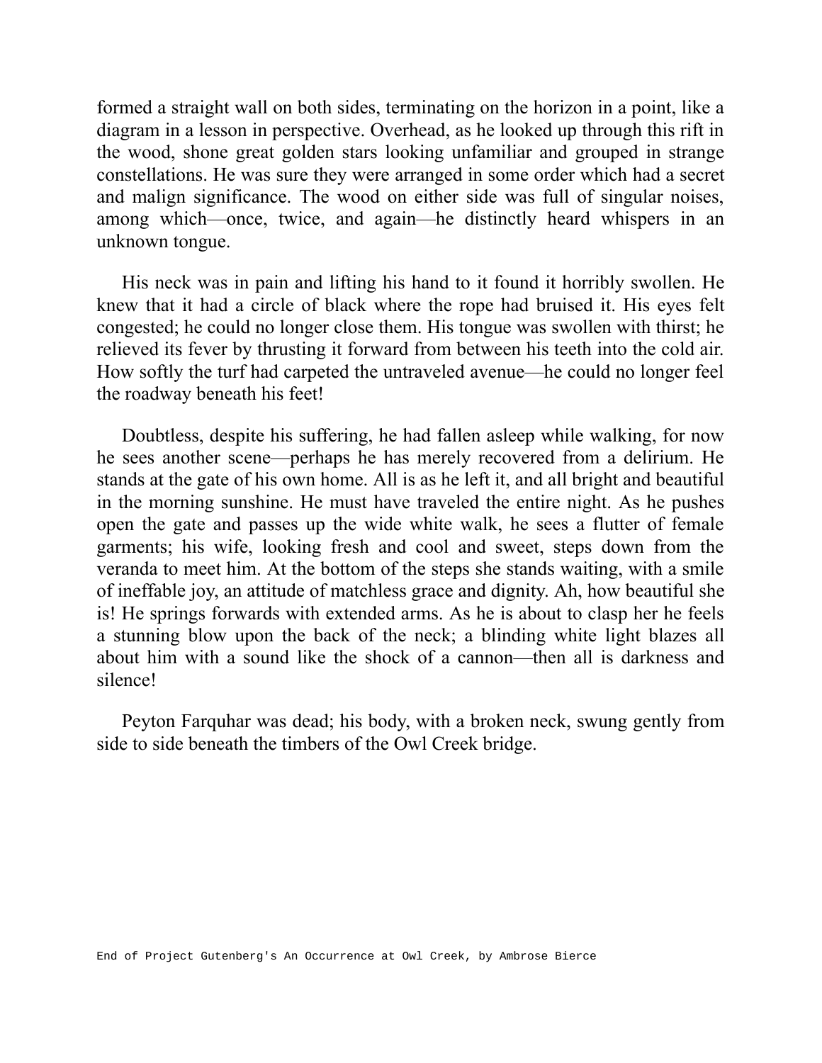formed a straight wall on both sides, terminating on the horizon in a point, like a diagram in a lesson in perspective. Overhead, as he looked up through this rift in the wood, shone great golden stars looking unfamiliar and grouped in strange constellations. He was sure they were arranged in some order which had a secret and malign significance. The wood on either side was full of singular noises, among which—once, twice, and again—he distinctly heard whispers in an unknown tongue.

His neck was in pain and lifting his hand to it found it horribly swollen. He knew that it had a circle of black where the rope had bruised it. His eyes felt congested; he could no longer close them. His tongue was swollen with thirst; he relieved its fever by thrusting it forward from between his teeth into the cold air. How softly the turf had carpeted the untraveled avenue—he could no longer feel the roadway beneath his feet!

Doubtless, despite his suffering, he had fallen asleep while walking, for now he sees another scene—perhaps he has merely recovered from a delirium. He stands at the gate of his own home. All is as he left it, and all bright and beautiful in the morning sunshine. He must have traveled the entire night. As he pushes open the gate and passes up the wide white walk, he sees a flutter of female garments; his wife, looking fresh and cool and sweet, steps down from the veranda to meet him. At the bottom of the steps she stands waiting, with a smile of ineffable joy, an attitude of matchless grace and dignity. Ah, how beautiful she is! He springs forwards with extended arms. As he is about to clasp her he feels a stunning blow upon the back of the neck; a blinding white light blazes all about him with a sound like the shock of a cannon—then all is darkness and silence!

Peyton Farquhar was dead; his body, with a broken neck, swung gently from side to side beneath the timbers of the Owl Creek bridge.

```
End of Project Gutenberg's An Occurrence at Owl Creek, by Ambrose Bierce
```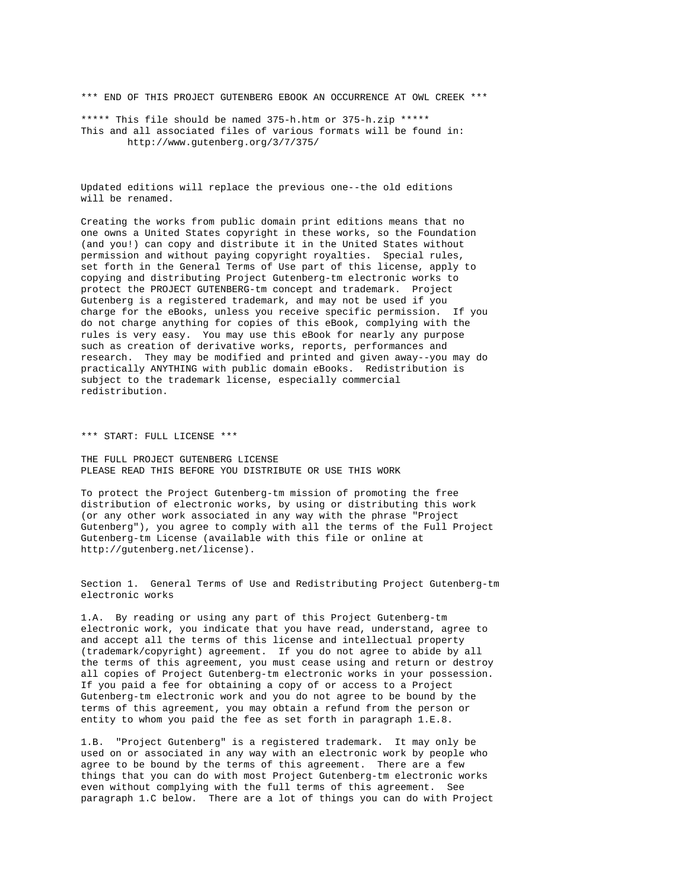*** END OF THIS PROJECT GUTENBERG EBOOK AN OCCURRENCE AT OWL CREEK ***

***** This file should be named 375-h.htm or 375-h.zip *****
This and all associated files of various formats will be found in:
http://www.gutenberg.org/3/7/375/

Updated editions will replace the previous one--the old editions
will be renamed.

Creating the works from public domain print editions means that no
one owns a United States copyright in these works, so the Foundation
(and you!) can copy and distribute it in the United States without
permission and without paying copyright royalties. Special rules,
set forth in the General Terms of Use part of this license, apply to
copying and distributing Project Gutenberg-tm electronic works to
protect the PROJECT GUTENBERG-tm concept and trademark. Project
Gutenberg is a registered trademark, and may not be used if you
charge for the eBooks, unless you receive specific permission. If you
do not charge anything for copies of this eBook, complying with the
rules is very easy. You may use this eBook for nearly any purpose
such as creation of derivative works, reports, performances and
research. They may be modified and printed and given away--you may do
practically ANYTHING with public domain eBooks. Redistribution is
subject to the trademark license, especially commercial
redistribution.

*** START: FULL LICENSE ***

THE FULL PROJECT GUTENBERG LICENSE
PLEASE READ THIS BEFORE YOU DISTRIBUTE OR USE THIS WORK

To protect the Project Gutenberg-tm mission of promoting the free
distribution of electronic works, by using or distributing this work
(or any other work associated in any way with the phrase "Project
Gutenberg"), you agree to comply with all the terms of the Full Project
Gutenberg-tm License (available with this file or online at
http://gutenberg.net/license).

Section 1. General Terms of Use and Redistributing Project Gutenberg-tm
electronic works

1.A. By reading or using any part of this Project Gutenberg-tm
electronic work, you indicate that you have read, understand, agree to
and accept all the terms of this license and intellectual property
(trademark/copyright) agreement. If you do not agree to abide by all
the terms of this agreement, you must cease using and return or destroy
all copies of Project Gutenberg-tm electronic works in your possession.
If you paid a fee for obtaining a copy of or access to a Project
Gutenberg-tm electronic work and you do not agree to be bound by the
terms of this agreement, you may obtain a refund from the person or
entity to whom you paid the fee as set forth in paragraph 1.E.8.

1.B. "Project Gutenberg" is a registered trademark. It may only be
used on or associated in any way with an electronic work by people who
agree to be bound by the terms of this agreement. There are a few
things that you can do with most Project Gutenberg-tm electronic works
even without complying with the full terms of this agreement. See
paragraph 1.C below. There are a lot of things you can do with Project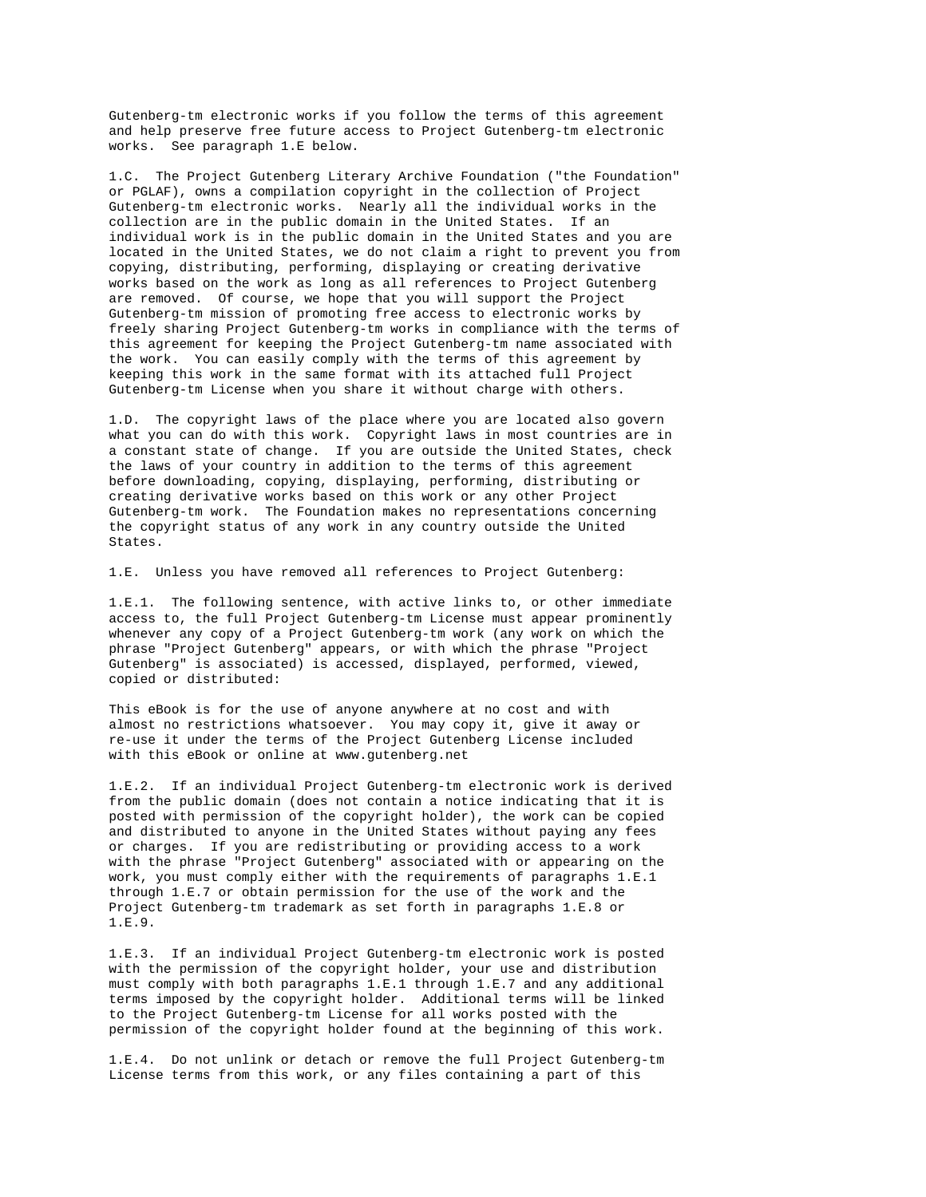Gutenberg-tm electronic works if you follow the terms of this agreement and help preserve free future access to Project Gutenberg-tm electronic works. See paragraph 1.E below.

1.C. The Project Gutenberg Literary Archive Foundation ("the Foundation" or PGLAF), owns a compilation copyright in the collection of Project Gutenberg-tm electronic works. Nearly all the individual works in the collection are in the public domain in the United States. If an individual work is in the public domain in the United States and you are located in the United States, we do not claim a right to prevent you from copying, distributing, performing, displaying or creating derivative works based on the work as long as all references to Project Gutenberg are removed. Of course, we hope that you will support the Project Gutenberg-tm mission of promoting free access to electronic works by freely sharing Project Gutenberg-tm works in compliance with the terms of this agreement for keeping the Project Gutenberg-tm name associated with the work. You can easily comply with the terms of this agreement by keeping this work in the same format with its attached full Project Gutenberg-tm License when you share it without charge with others.

1.D. The copyright laws of the place where you are located also govern what you can do with this work. Copyright laws in most countries are in a constant state of change. If you are outside the United States, check the laws of your country in addition to the terms of this agreement before downloading, copying, displaying, performing, distributing or creating derivative works based on this work or any other Project Gutenberg-tm work. The Foundation makes no representations concerning the copyright status of any work in any country outside the United States.

1.E. Unless you have removed all references to Project Gutenberg:

1.E.1. The following sentence, with active links to, or other immediate access to, the full Project Gutenberg-tm License must appear prominently whenever any copy of a Project Gutenberg-tm work (any work on which the phrase "Project Gutenberg" appears, or with which the phrase "Project Gutenberg" is associated) is accessed, displayed, performed, viewed, copied or distributed:

This eBook is for the use of anyone anywhere at no cost and with almost no restrictions whatsoever. You may copy it, give it away or re-use it under the terms of the Project Gutenberg License included with this eBook or online at www.gutenberg.net

1.E.2. If an individual Project Gutenberg-tm electronic work is derived from the public domain (does not contain a notice indicating that it is posted with permission of the copyright holder), the work can be copied and distributed to anyone in the United States without paying any fees or charges. If you are redistributing or providing access to a work with the phrase "Project Gutenberg" associated with or appearing on the work, you must comply either with the requirements of paragraphs 1.E.1 through 1.E.7 or obtain permission for the use of the work and the Project Gutenberg-tm trademark as set forth in paragraphs 1.E.8 or 1.E.9.

1.E.3. If an individual Project Gutenberg-tm electronic work is posted with the permission of the copyright holder, your use and distribution must comply with both paragraphs 1.E.1 through 1.E.7 and any additional terms imposed by the copyright holder. Additional terms will be linked to the Project Gutenberg-tm License for all works posted with the permission of the copyright holder found at the beginning of this work.

1.E.4. Do not unlink or detach or remove the full Project Gutenberg-tm License terms from this work, or any files containing a part of this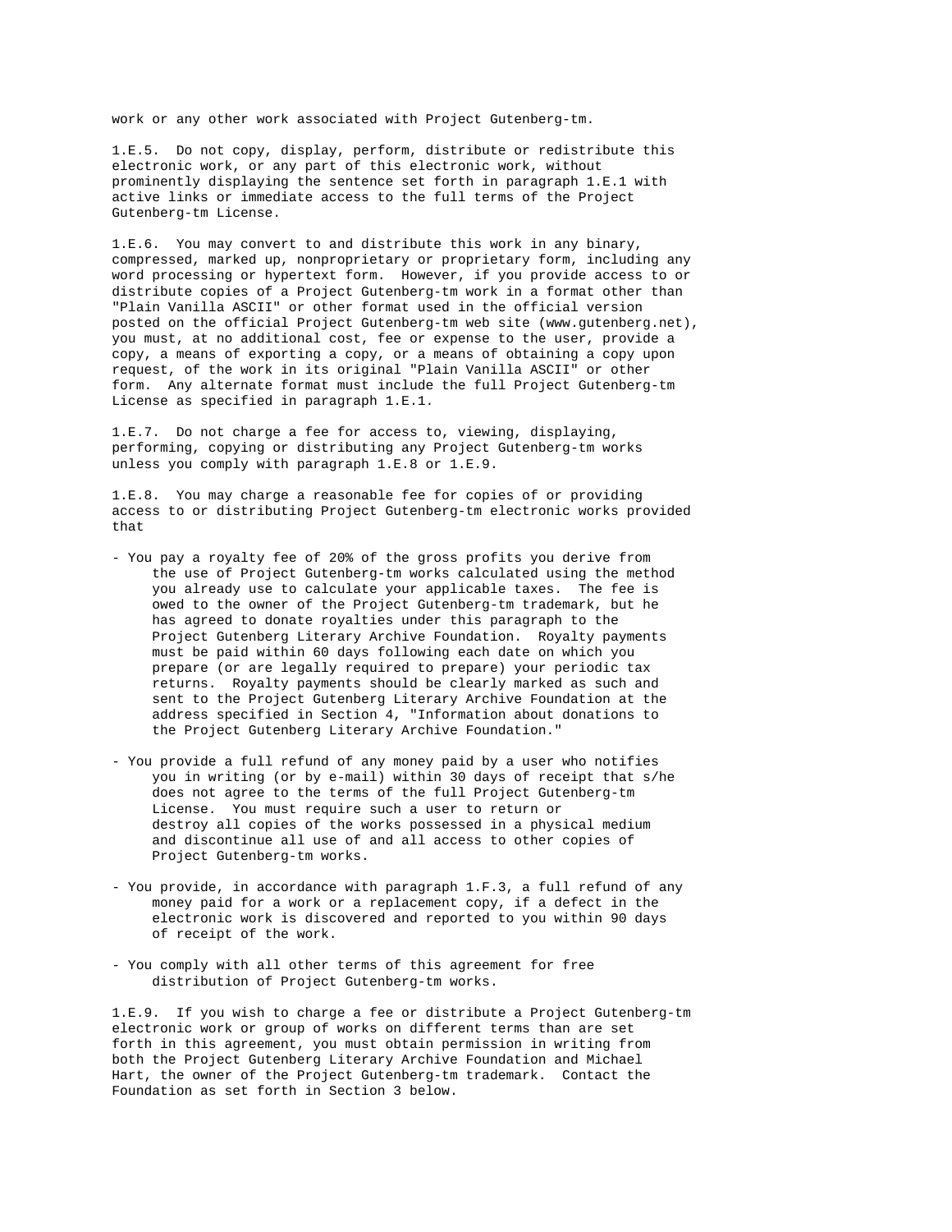work or any other work associated with Project Gutenberg-tm.

1.E.5. Do not copy, display, perform, distribute or redistribute this electronic work, or any part of this electronic work, without prominently displaying the sentence set forth in paragraph 1.E.1 with active links or immediate access to the full terms of the Project Gutenberg-tm License.

1.E.6. You may convert to and distribute this work in any binary, compressed, marked up, nonproprietary or proprietary form, including any word processing or hypertext form. However, if you provide access to or distribute copies of a Project Gutenberg-tm work in a format other than "Plain Vanilla ASCII" or other format used in the official version posted on the official Project Gutenberg-tm web site (www.gutenberg.net), you must, at no additional cost, fee or expense to the user, provide a copy, a means of exporting a copy, or a means of obtaining a copy upon request, of the work in its original "Plain Vanilla ASCII" or other form. Any alternate format must include the full Project Gutenberg-tm License as specified in paragraph 1.E.1.

1.E.7. Do not charge a fee for access to, viewing, displaying, performing, copying or distributing any Project Gutenberg-tm works unless you comply with paragraph 1.E.8 or 1.E.9.

1.E.8. You may charge a reasonable fee for copies of or providing access to or distributing Project Gutenberg-tm electronic works provided that

- You pay a royalty fee of 20% of the gross profits you derive from the use of Project Gutenberg-tm works calculated using the method you already use to calculate your applicable taxes. The fee is owed to the owner of the Project Gutenberg-tm trademark, but he has agreed to donate royalties under this paragraph to the Project Gutenberg Literary Archive Foundation. Royalty payments must be paid within 60 days following each date on which you prepare (or are legally required to prepare) your periodic tax returns. Royalty payments should be clearly marked as such and sent to the Project Gutenberg Literary Archive Foundation at the address specified in Section 4, "Information about donations to the Project Gutenberg Literary Archive Foundation."

- You provide a full refund of any money paid by a user who notifies you in writing (or by e-mail) within 30 days of receipt that s/he does not agree to the terms of the full Project Gutenberg-tm License. You must require such a user to return or destroy all copies of the works possessed in a physical medium and discontinue all use of and all access to other copies of Project Gutenberg-tm works.

- You provide, in accordance with paragraph 1.F.3, a full refund of any money paid for a work or a replacement copy, if a defect in the electronic work is discovered and reported to you within 90 days of receipt of the work.

- You comply with all other terms of this agreement for free distribution of Project Gutenberg-tm works.

1.E.9. If you wish to charge a fee or distribute a Project Gutenberg-tm electronic work or group of works on different terms than are set forth in this agreement, you must obtain permission in writing from both the Project Gutenberg Literary Archive Foundation and Michael Hart, the owner of the Project Gutenberg-tm trademark. Contact the Foundation as set forth in Section 3 below.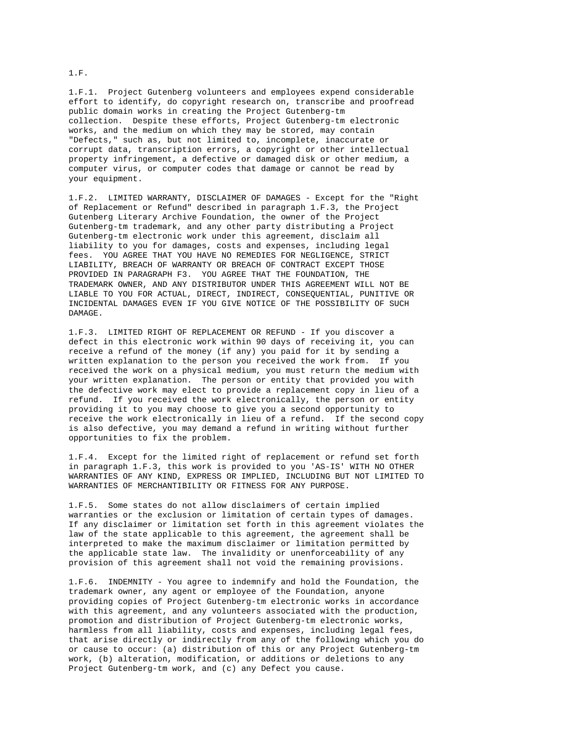1.F.

1.F.1. Project Gutenberg volunteers and employees expend considerable effort to identify, do copyright research on, transcribe and proofread public domain works in creating the Project Gutenberg-tm collection. Despite these efforts, Project Gutenberg-tm electronic works, and the medium on which they may be stored, may contain "Defects," such as, but not limited to, incomplete, inaccurate or corrupt data, transcription errors, a copyright or other intellectual property infringement, a defective or damaged disk or other medium, a computer virus, or computer codes that damage or cannot be read by your equipment.

1.F.2. LIMITED WARRANTY, DISCLAIMER OF DAMAGES - Except for the "Right of Replacement or Refund" described in paragraph 1.F.3, the Project Gutenberg Literary Archive Foundation, the owner of the Project Gutenberg-tm trademark, and any other party distributing a Project Gutenberg-tm electronic work under this agreement, disclaim all liability to you for damages, costs and expenses, including legal fees. YOU AGREE THAT YOU HAVE NO REMEDIES FOR NEGLIGENCE, STRICT LIABILITY, BREACH OF WARRANTY OR BREACH OF CONTRACT EXCEPT THOSE PROVIDED IN PARAGRAPH F3. YOU AGREE THAT THE FOUNDATION, THE TRADEMARK OWNER, AND ANY DISTRIBUTOR UNDER THIS AGREEMENT WILL NOT BE LIABLE TO YOU FOR ACTUAL, DIRECT, INDIRECT, CONSEQUENTIAL, PUNITIVE OR INCIDENTAL DAMAGES EVEN IF YOU GIVE NOTICE OF THE POSSIBILITY OF SUCH DAMAGE.

1.F.3. LIMITED RIGHT OF REPLACEMENT OR REFUND - If you discover a defect in this electronic work within 90 days of receiving it, you can receive a refund of the money (if any) you paid for it by sending a written explanation to the person you received the work from. If you received the work on a physical medium, you must return the medium with your written explanation. The person or entity that provided you with the defective work may elect to provide a replacement copy in lieu of a refund. If you received the work electronically, the person or entity providing it to you may choose to give you a second opportunity to receive the work electronically in lieu of a refund. If the second copy is also defective, you may demand a refund in writing without further opportunities to fix the problem.

1.F.4. Except for the limited right of replacement or refund set forth in paragraph 1.F.3, this work is provided to you 'AS-IS' WITH NO OTHER WARRANTIES OF ANY KIND, EXPRESS OR IMPLIED, INCLUDING BUT NOT LIMITED TO WARRANTIES OF MERCHANTIBILITY OR FITNESS FOR ANY PURPOSE.

1.F.5. Some states do not allow disclaimers of certain implied warranties or the exclusion or limitation of certain types of damages. If any disclaimer or limitation set forth in this agreement violates the law of the state applicable to this agreement, the agreement shall be interpreted to make the maximum disclaimer or limitation permitted by the applicable state law. The invalidity or unenforceability of any provision of this agreement shall not void the remaining provisions.

1.F.6. INDEMNITY - You agree to indemnify and hold the Foundation, the trademark owner, any agent or employee of the Foundation, anyone providing copies of Project Gutenberg-tm electronic works in accordance with this agreement, and any volunteers associated with the production, promotion and distribution of Project Gutenberg-tm electronic works, harmless from all liability, costs and expenses, including legal fees, that arise directly or indirectly from any of the following which you do or cause to occur: (a) distribution of this or any Project Gutenberg-tm work, (b) alteration, modification, or additions or deletions to any Project Gutenberg-tm work, and (c) any Defect you cause.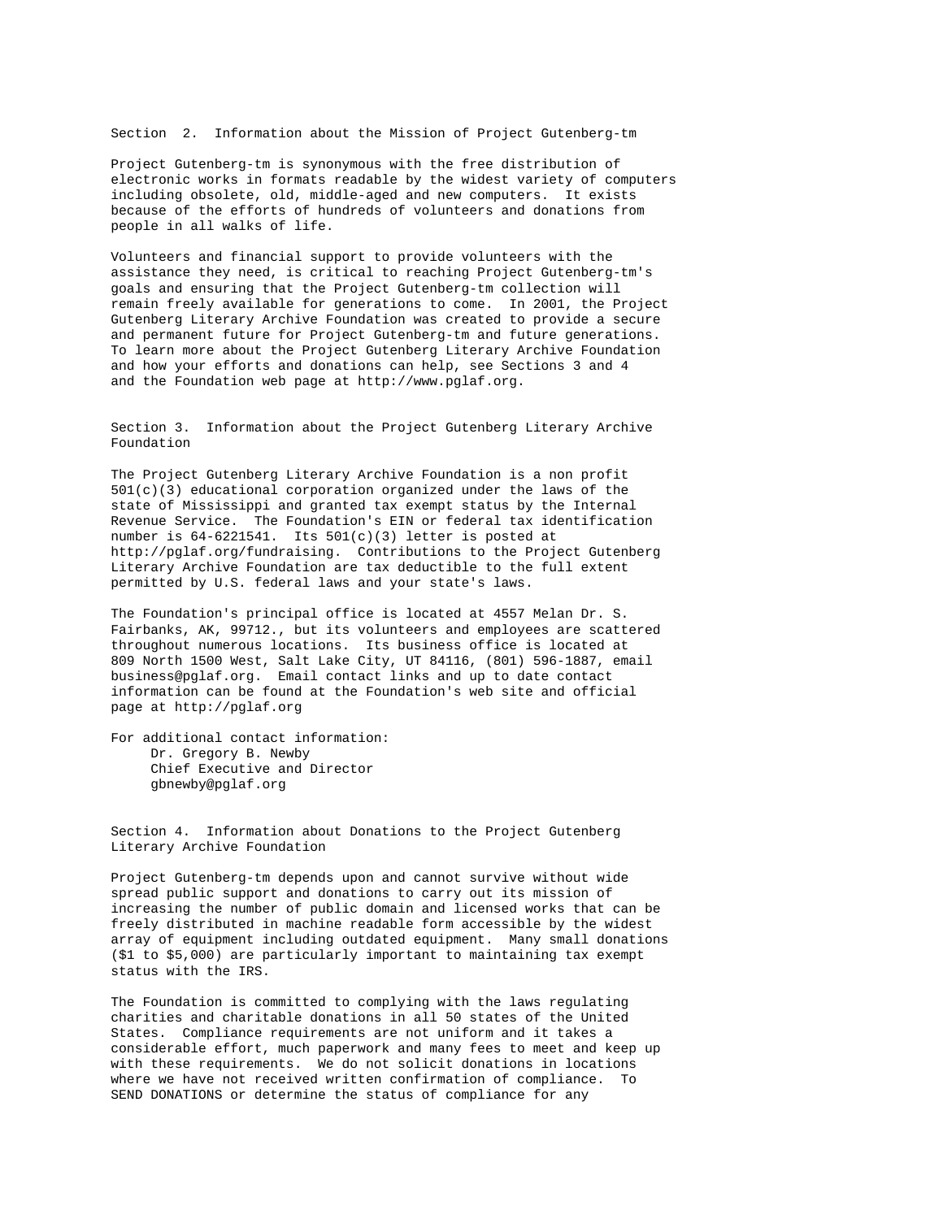## Section 2. Information about the Mission of Project Gutenberg-tm

Project Gutenberg-tm is synonymous with the free distribution of electronic works in formats readable by the widest variety of computers including obsolete, old, middle-aged and new computers. It exists because of the efforts of hundreds of volunteers and donations from people in all walks of life.

Volunteers and financial support to provide volunteers with the assistance they need, is critical to reaching Project Gutenberg-tm's goals and ensuring that the Project Gutenberg-tm collection will remain freely available for generations to come. In 2001, the Project Gutenberg Literary Archive Foundation was created to provide a secure and permanent future for Project Gutenberg-tm and future generations. To learn more about the Project Gutenberg Literary Archive Foundation and how your efforts and donations can help, see Sections 3 and 4 and the Foundation web page at http://www.pglaf.org.

## Section 3. Information about the Project Gutenberg Literary Archive Foundation

The Project Gutenberg Literary Archive Foundation is a non profit 501(c)(3) educational corporation organized under the laws of the state of Mississippi and granted tax exempt status by the Internal Revenue Service. The Foundation's EIN or federal tax identification number is 64-6221541. Its 501(c)(3) letter is posted at http://pglaf.org/fundraising. Contributions to the Project Gutenberg Literary Archive Foundation are tax deductible to the full extent permitted by U.S. federal laws and your state's laws.

The Foundation's principal office is located at 4557 Melan Dr. S. Fairbanks, AK, 99712., but its volunteers and employees are scattered throughout numerous locations. Its business office is located at 809 North 1500 West, Salt Lake City, UT 84116, (801) 596-1887, email business@pglaf.org. Email contact links and up to date contact information can be found at the Foundation's web site and official page at http://pglaf.org

For additional contact information:
Dr. Gregory B. Newby
Chief Executive and Director
gbnewby@pglaf.org

## Section 4. Information about Donations to the Project Gutenberg Literary Archive Foundation

Project Gutenberg-tm depends upon and cannot survive without wide spread public support and donations to carry out its mission of increasing the number of public domain and licensed works that can be freely distributed in machine readable form accessible by the widest array of equipment including outdated equipment. Many small donations ($1 to $5,000) are particularly important to maintaining tax exempt status with the IRS.

The Foundation is committed to complying with the laws regulating charities and charitable donations in all 50 states of the United States. Compliance requirements are not uniform and it takes a considerable effort, much paperwork and many fees to meet and keep up with these requirements. We do not solicit donations in locations where we have not received written confirmation of compliance. To SEND DONATIONS or determine the status of compliance for any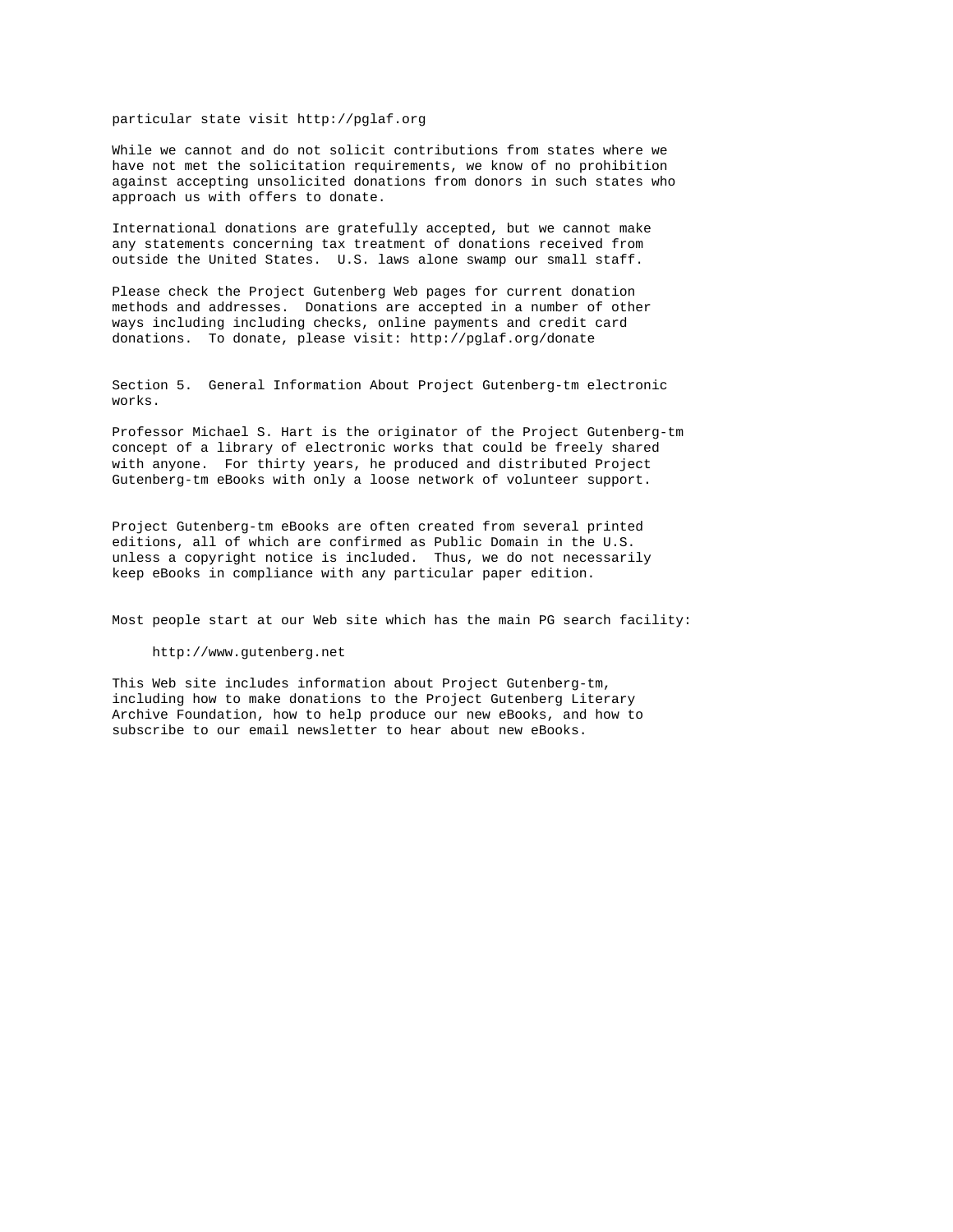particular state visit http://pglaf.org

While we cannot and do not solicit contributions from states where we have not met the solicitation requirements, we know of no prohibition against accepting unsolicited donations from donors in such states who approach us with offers to donate.

International donations are gratefully accepted, but we cannot make any statements concerning tax treatment of donations received from outside the United States. U.S. laws alone swamp our small staff.

Please check the Project Gutenberg Web pages for current donation methods and addresses. Donations are accepted in a number of other ways including including checks, online payments and credit card donations. To donate, please visit: http://pglaf.org/donate

Section 5. General Information About Project Gutenberg-tm electronic works.

Professor Michael S. Hart is the originator of the Project Gutenberg-tm concept of a library of electronic works that could be freely shared with anyone. For thirty years, he produced and distributed Project Gutenberg-tm eBooks with only a loose network of volunteer support.

Project Gutenberg-tm eBooks are often created from several printed editions, all of which are confirmed as Public Domain in the U.S. unless a copyright notice is included. Thus, we do not necessarily keep eBooks in compliance with any particular paper edition.

Most people start at our Web site which has the main PG search facility:

http://www.gutenberg.net

This Web site includes information about Project Gutenberg-tm, including how to make donations to the Project Gutenberg Literary Archive Foundation, how to help produce our new eBooks, and how to subscribe to our email newsletter to hear about new eBooks.